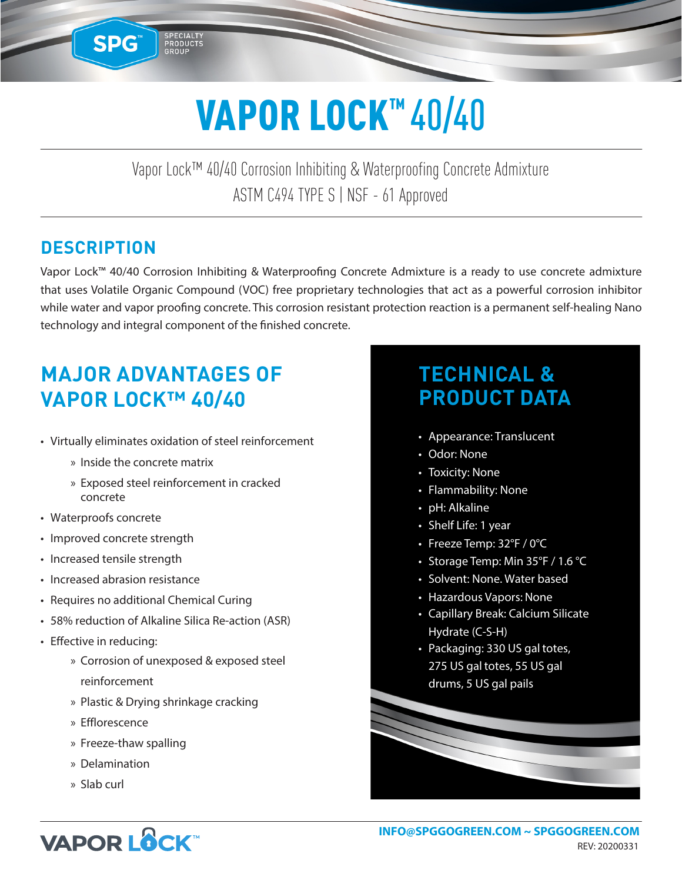# VAPOR LOCK™ 40/40

Vapor Lock™ 40/40 Corrosion Inhibiting & Waterproofing Concrete Admixture
ASTM C494 TYPE S | NSF - 61 Approved

## DESCRIPTION

Vapor Lock™ 40/40 Corrosion Inhibiting & Waterproofing Concrete Admixture is a ready to use concrete admixture that uses Volatile Organic Compound (VOC) free proprietary technologies that act as a powerful corrosion inhibitor while water and vapor proofing concrete. This corrosion resistant protection reaction is a permanent self-healing Nano technology and integral component of the finished concrete.

## MAJOR ADVANTAGES OF VAPOR LOCK™ 40/40

- Virtually eliminates oxidation of steel reinforcement
  - Inside the concrete matrix
  - Exposed steel reinforcement in cracked concrete
- Waterproofs concrete
- Improved concrete strength
- Increased tensile strength
- Increased abrasion resistance
- Requires no additional Chemical Curing
- 58% reduction of Alkaline Silica Re-action (ASR)
- Effective in reducing:
  - Corrosion of unexposed & exposed steel reinforcement
  - Plastic & Drying shrinkage cracking
  - Efflorescence
  - Freeze-thaw spalling
  - Delamination
  - Slab curl

## TECHNICAL & PRODUCT DATA

- Appearance: Translucent
- Odor: None
- Toxicity: None
- Flammability: None
- pH: Alkaline
- Shelf Life: 1 year
- Freeze Temp: 32°F / 0°C
- Storage Temp: Min 35°F / 1.6 °C
- Solvent: None. Water based
- Hazardous Vapors: None
- Capillary Break: Calcium Silicate Hydrate (C-S-H)
- Packaging: 330 US gal totes, 275 US gal totes, 55 US gal drums, 5 US gal pails

INFO@SPGGOGREEN.COM ~ SPGGOGREEN.COM
REV: 20200331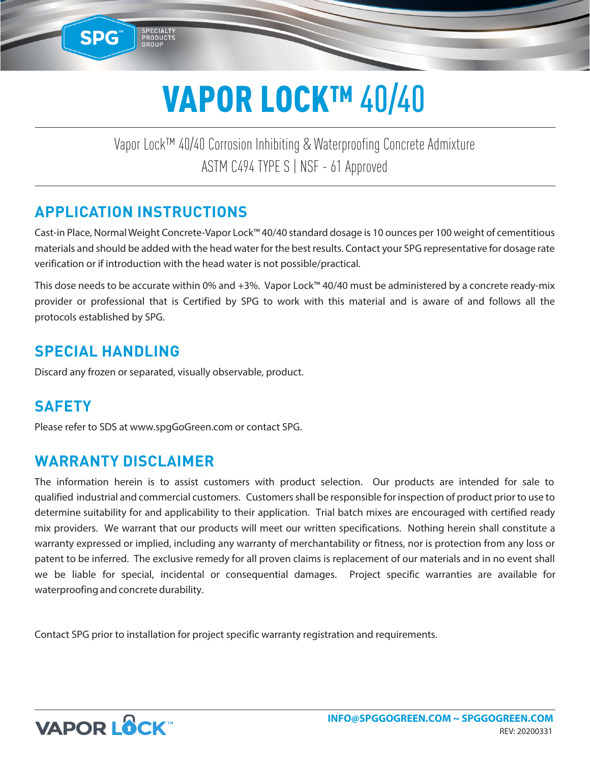# VAPOR LOCK™ 40/40

Vapor Lock™ 40/40 Corrosion Inhibiting & Waterproofing Concrete Admixture
ASTM C494 TYPE S | NSF - 61 Approved

## APPLICATION INSTRUCTIONS

Cast-in Place, Normal Weight Concrete-Vapor Lock™ 40/40 standard dosage is 10 ounces per 100 weight of cementitious materials and should be added with the head water for the best results. Contact your SPG representative for dosage rate verification or if introduction with the head water is not possible/practical.

This dose needs to be accurate within 0% and +3%. Vapor Lock™ 40/40 must be administered by a concrete ready-mix provider or professional that is Certified by SPG to work with this material and is aware of and follows all the protocols established by SPG.

## SPECIAL HANDLING

Discard any frozen or separated, visually observable, product.

## SAFETY

Please refer to SDS at www.spgGoGreen.com or contact SPG.

## WARRANTY DISCLAIMER

The information herein is to assist customers with product selection. Our products are intended for sale to qualified industrial and commercial customers. Customers shall be responsible for inspection of product prior to use to determine suitability for and applicability to their application. Trial batch mixes are encouraged with certified ready mix providers. We warrant that our products will meet our written specifications. Nothing herein shall constitute a warranty expressed or implied, including any warranty of merchantability or fitness, nor is protection from any loss or patent to be inferred. The exclusive remedy for all proven claims is replacement of our materials and in no event shall we be liable for special, incidental or consequential damages. Project specific warranties are available for waterproofing and concrete durability.

Contact SPG prior to installation for project specific warranty registration and requirements.

**INFO@SPGGOGREEN.COM ~ SPGGOGREEN.COM**

REV: 20200331